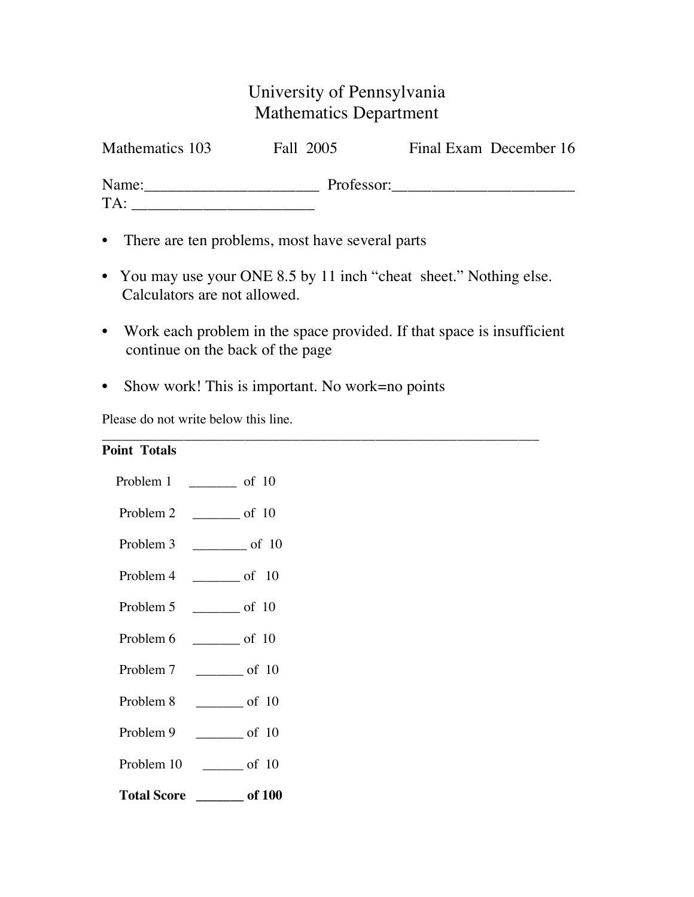# University of Pennsylvania
## Mathematics Department

Mathematics 103 Fall 2005 Final Exam December 16

Name:______________________ Professor:______________________

TA: ______________________

- There are ten problems, most have several parts
- You may use your ONE 8.5 by 11 inch "cheat sheet." Nothing else. Calculators are not allowed.
- Work each problem in the space provided. If that space is insufficient continue on the back of the page
- Show work! This is important. No work=no points

Please do not write below this line.

---

**Point Totals**

Problem 1 _______ of 10

Problem 2 _______ of 10

Problem 3 ________ of 10

Problem 4 _______ of 10

Problem 5 _______ of 10

Problem 6 _______ of 10

Problem 7 _______ of 10

Problem 8 _______ of 10

Problem 9 _______ of 10

Problem 10 ______ of 10

**Total Score _______ of 100**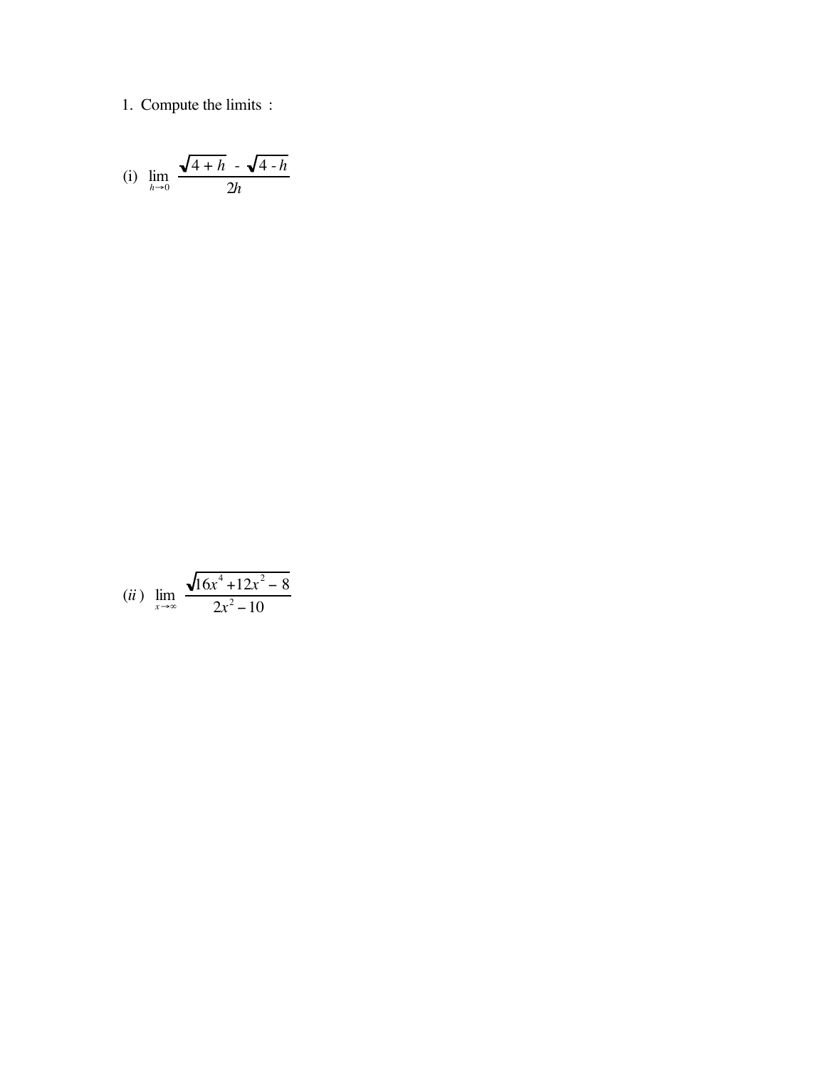1. Compute the limits :

(i) $\lim_{h \to 0} \dfrac{\sqrt{4 + h} - \sqrt{4 - h}}{2h}$

(ii) $\lim_{x \to \infty} \dfrac{\sqrt{16x^4 + 12x^2 - 8}}{2x^2 - 10}$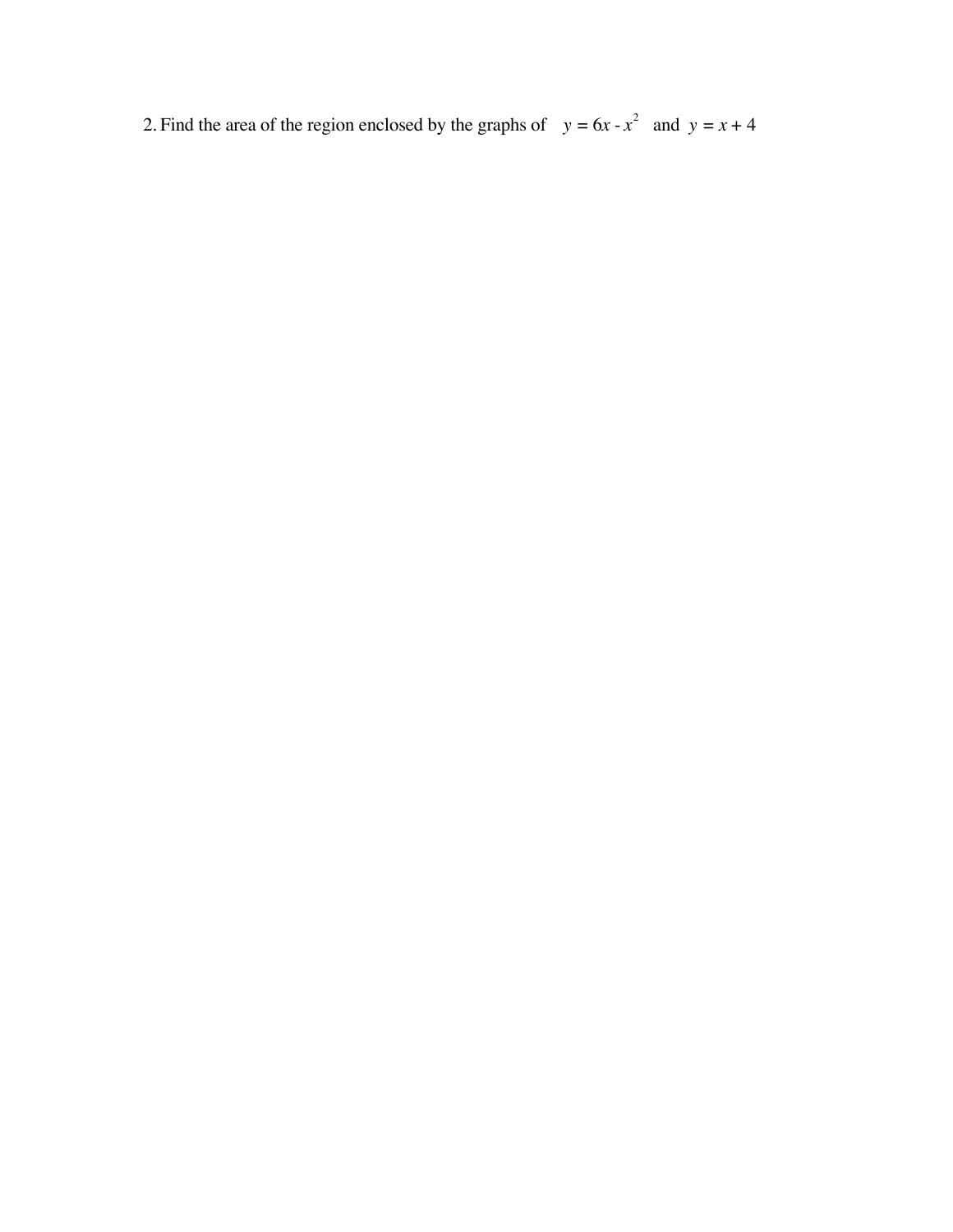2. Find the area of the region enclosed by the graphs of $y = 6x - x^2$ and $y = x + 4$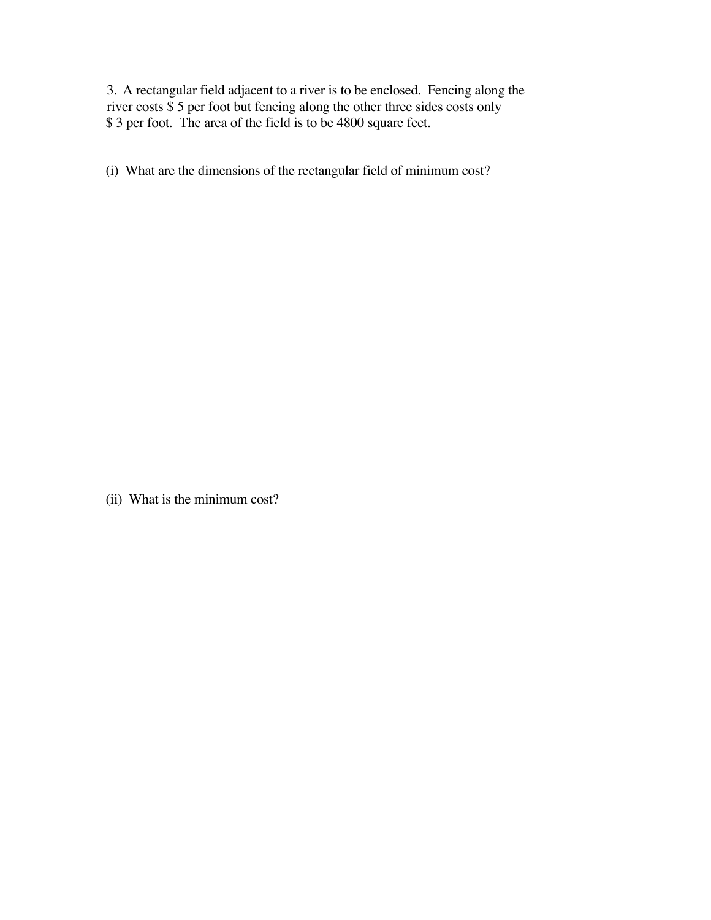3. A rectangular field adjacent to a river is to be enclosed. Fencing along the river costs $ 5 per foot but fencing along the other three sides costs only $ 3 per foot. The area of the field is to be 4800 square feet.

(i) What are the dimensions of the rectangular field of minimum cost?

(ii) What is the minimum cost?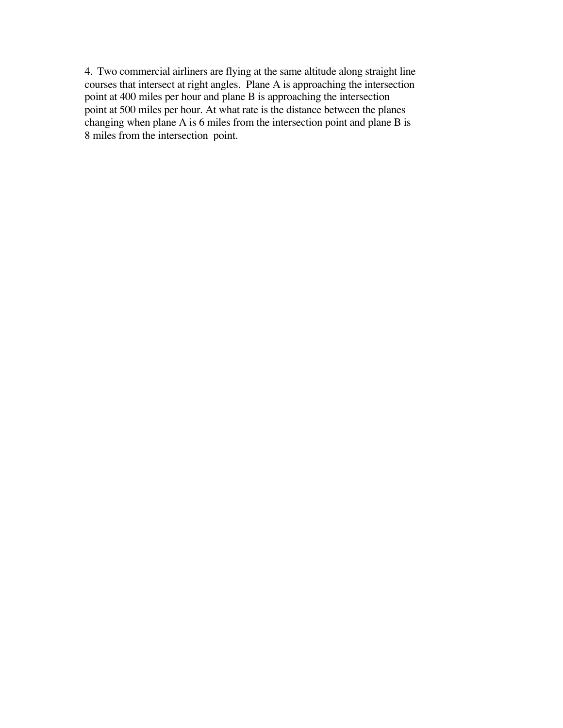4. Two commercial airliners are flying at the same altitude along straight line courses that intersect at right angles. Plane A is approaching the intersection point at 400 miles per hour and plane B is approaching the intersection point at 500 miles per hour. At what rate is the distance between the planes changing when plane A is 6 miles from the intersection point and plane B is 8 miles from the intersection point.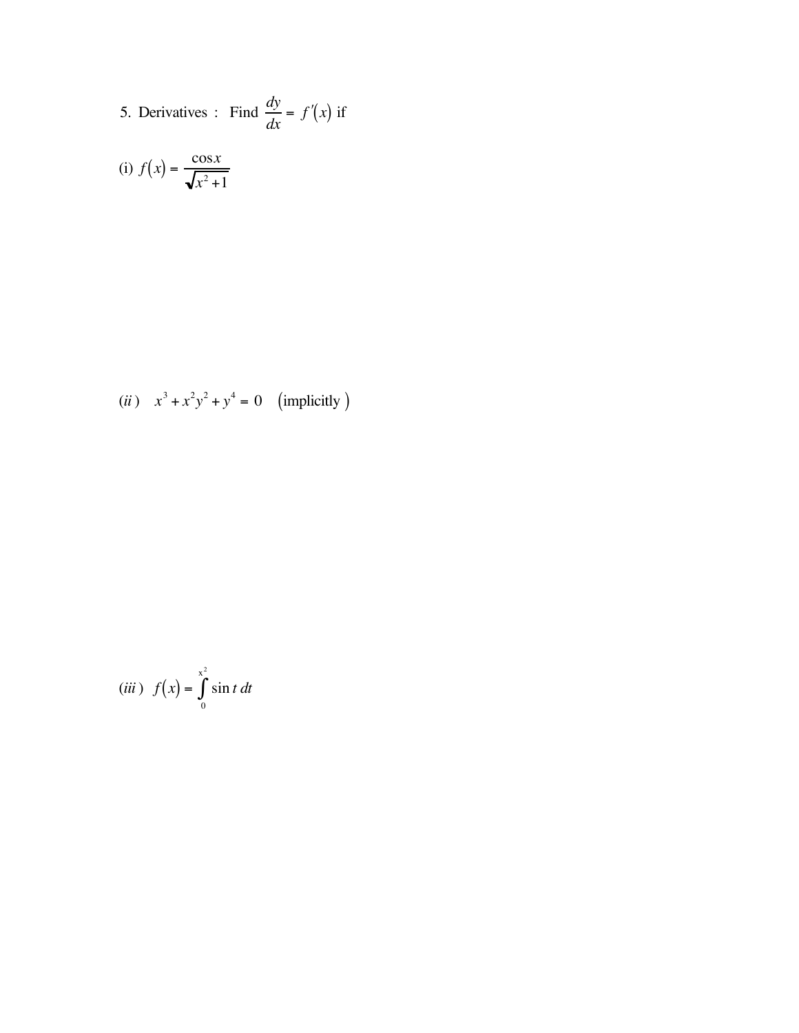5. Derivatives : Find $\frac{dy}{dx} = f'(x)$ if

(i) $f(x) = \frac{\cos x}{\sqrt{x^2 + 1}}$

$(ii)$ $x^3 + x^2y^2 + y^4 = 0$ (implicitly)

$(iii)$ $f(x) = \int_0^{x^2} \sin t \, dt$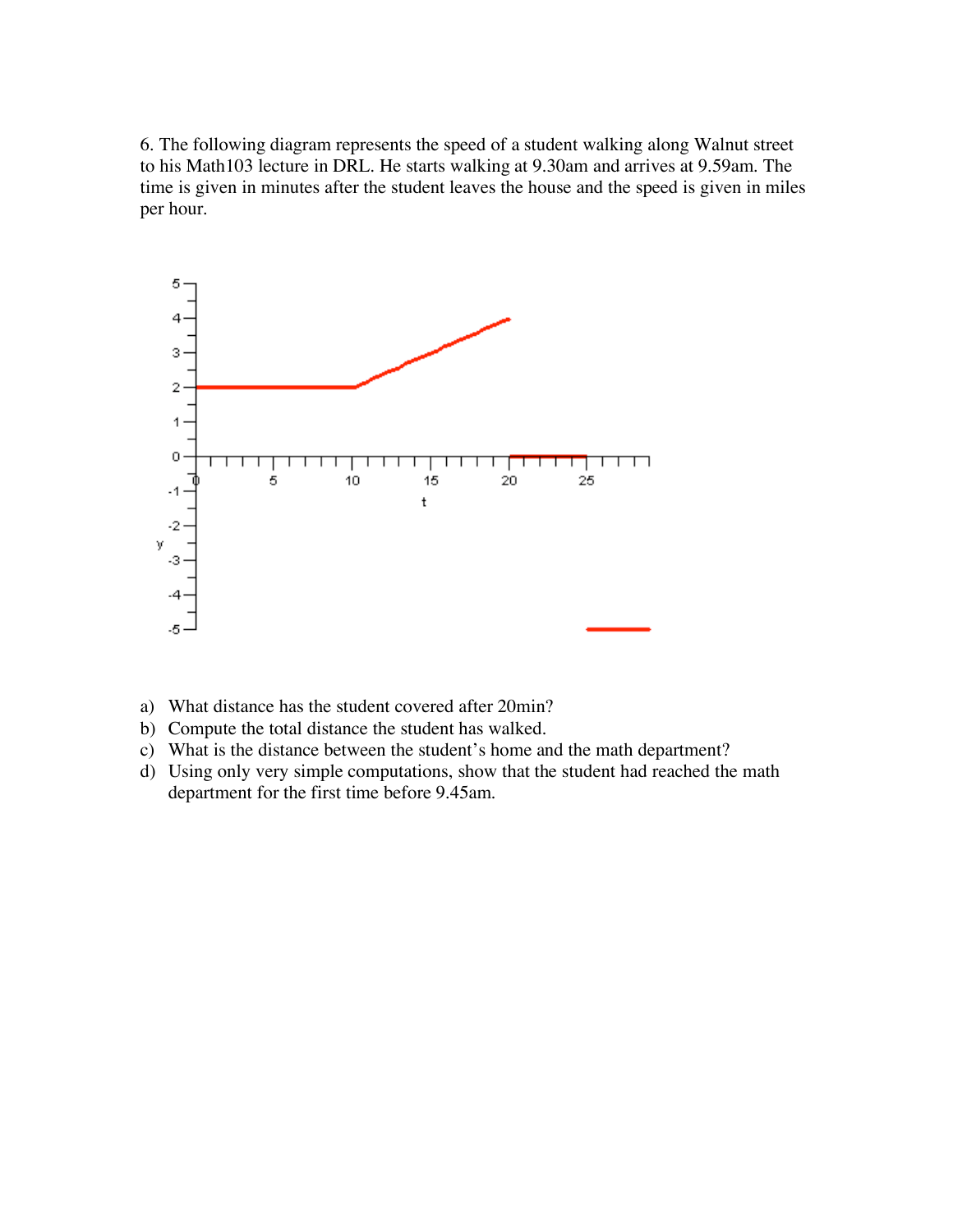6. The following diagram represents the speed of a student walking along Walnut street to his Math103 lecture in DRL. He starts walking at 9.30am and arrives at 9.59am. The time is given in minutes after the student leaves the house and the speed is given in miles per hour.

a) What distance has the student covered after 20min?
b) Compute the total distance the student has walked.
c) What is the distance between the student's home and the math department?
d) Using only very simple computations, show that the student had reached the math department for the first time before 9.45am.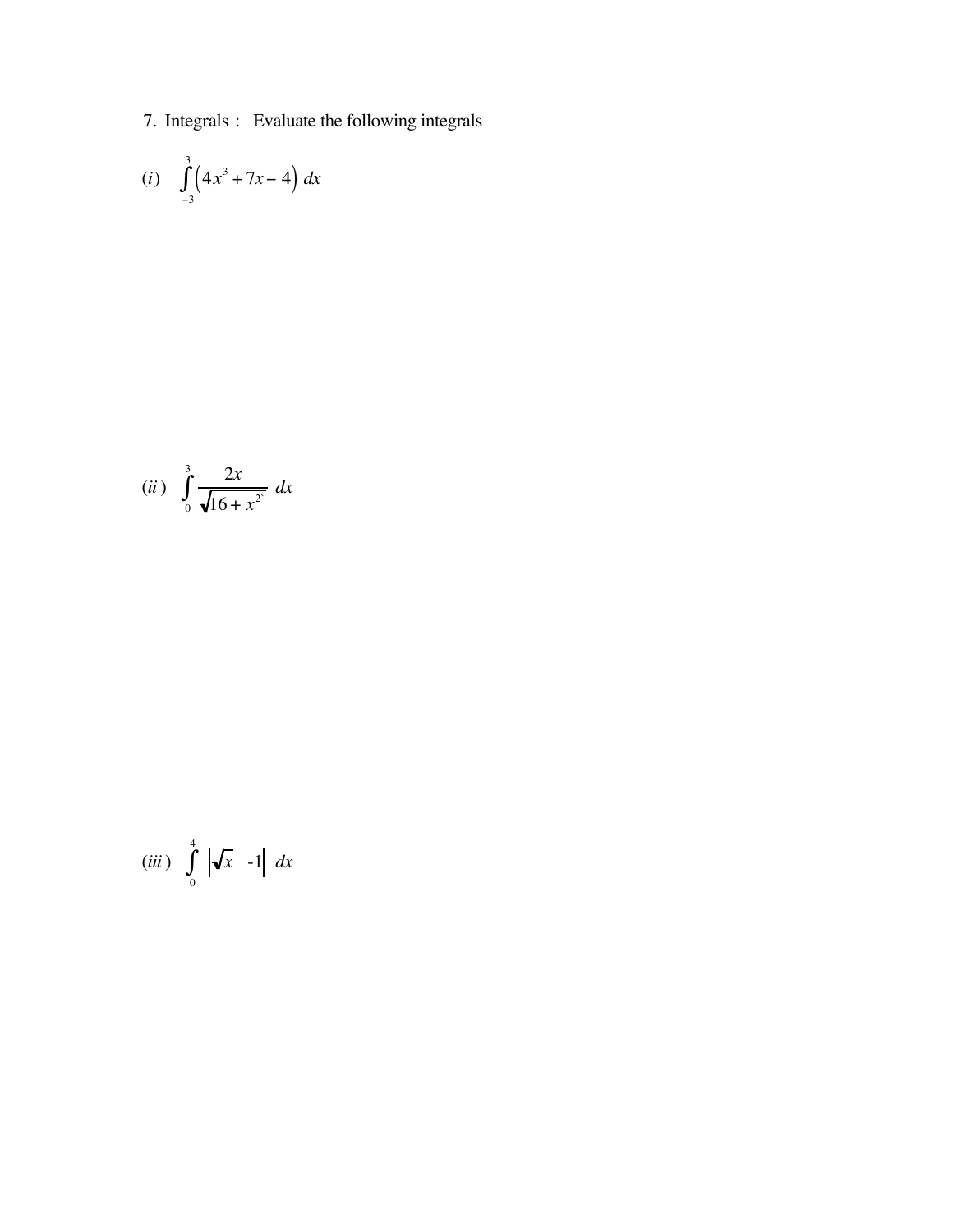7. Integrals : Evaluate the following integrals

$(i)$ $\int_{-3}^{3} \left(4x^3 + 7x - 4\right)\, dx$

$(ii)$ $\int_{0}^{3} \frac{2x}{\sqrt{16 + x^2}}\, dx$

$(iii)$ $\int_{0}^{4} \left|\sqrt{x} \ -1\right|\, dx$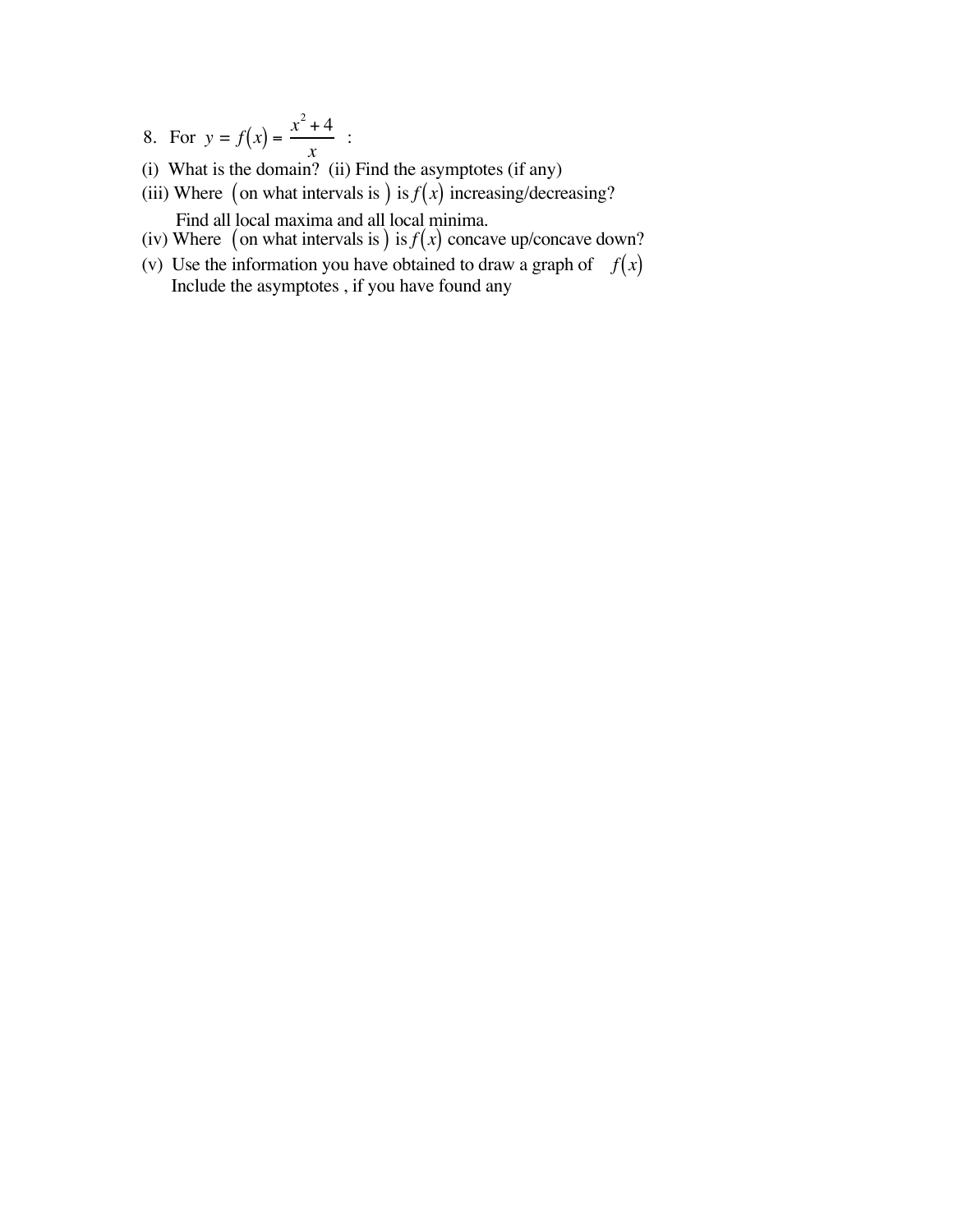8. For $y = f(x) = \dfrac{x^2 + 4}{x}$ :

(i) What is the domain? (ii) Find the asymptotes (if any)

(iii) Where (on what intervals is) is $f(x)$ increasing/decreasing?

Find all local maxima and all local minima.

(iv) Where (on what intervals is) is $f(x)$ concave up/concave down?

(v) Use the information you have obtained to draw a graph of $f(x)$
Include the asymptotes , if you have found any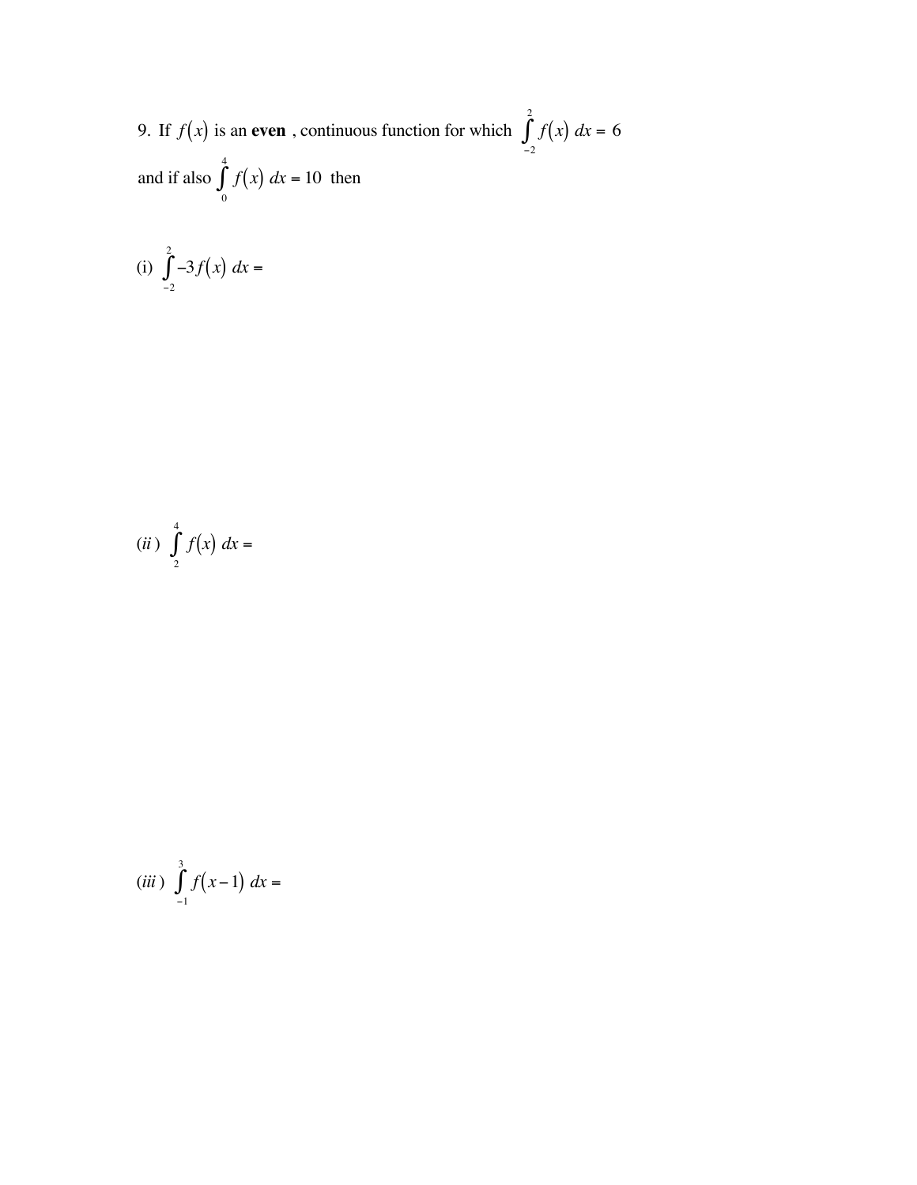9. If $f(x)$ is an **even** , continuous function for which $\int_{-2}^{2} f(x)\, dx = 6$ and if also $\int_{0}^{4} f(x)\, dx = 10$ then

(i) $\int_{-2}^{2} -3f(x)\, dx =$

$(ii)$ $\int_{2}^{4} f(x)\, dx =$

$(iii)$ $\int_{-1}^{3} f(x-1)\, dx =$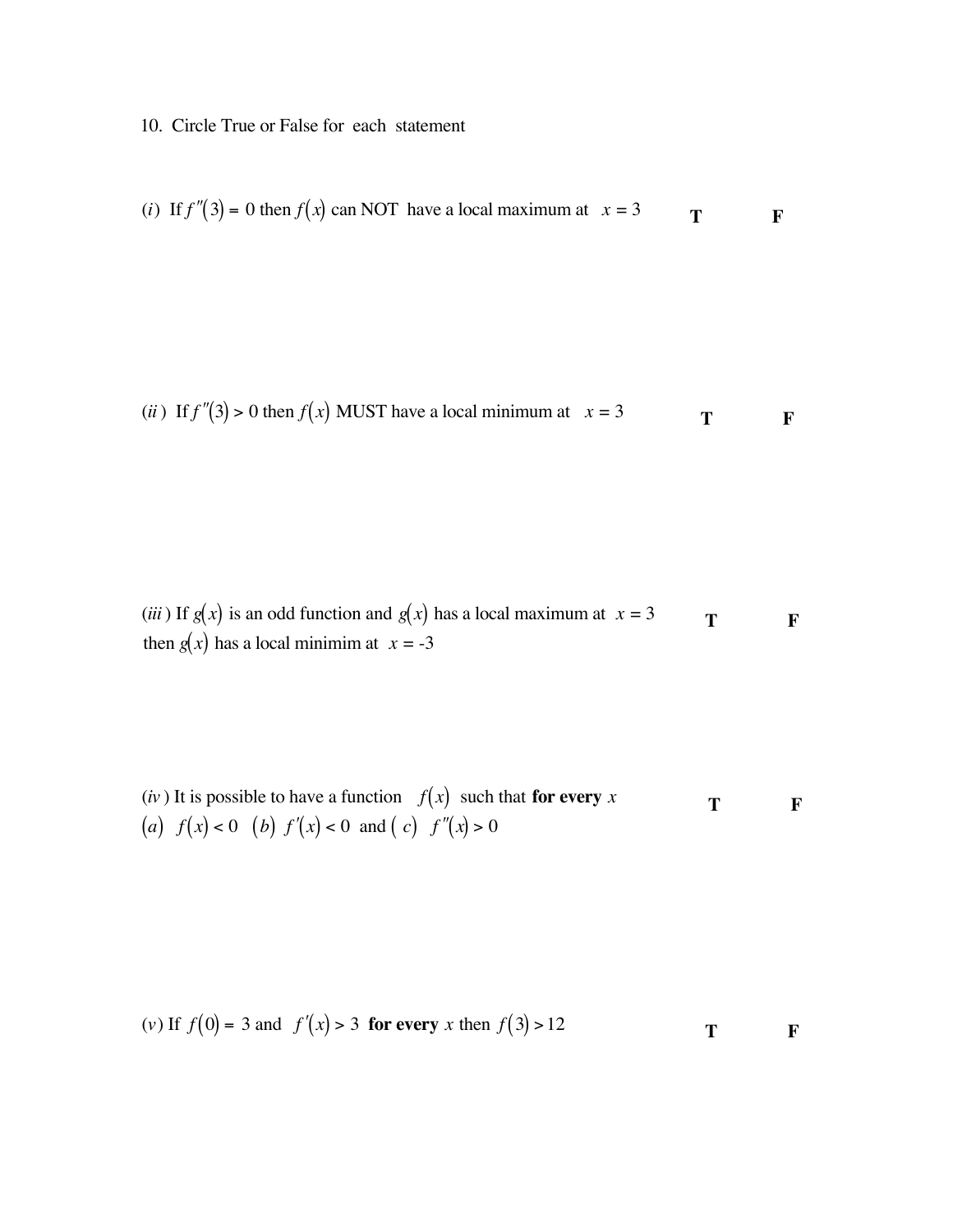10. Circle True or False for each statement

$(i)$ If $f''(3) = 0$ then $f(x)$ can NOT have a local maximum at $x = 3$ **T** **F**

$(ii)$ If $f''(3) > 0$ then $f(x)$ MUST have a local minimum at $x = 3$ **T** **F**

$(iii)$ If $g(x)$ is an odd function and $g(x)$ has a local maximum at $x = 3$ then $g(x)$ has a local minimim at $x = -3$ **T** **F**

$(iv)$ It is possible to have a function $f(x)$ such that **for every** $x$ $(a)$ $f(x) < 0$ $(b)$ $f'(x) < 0$ and $(c)$ $f''(x) > 0$ **T** **F**

$(v)$ If $f(0) = 3$ and $f'(x) > 3$ **for every** $x$ then $f(3) > 12$ **T** **F**